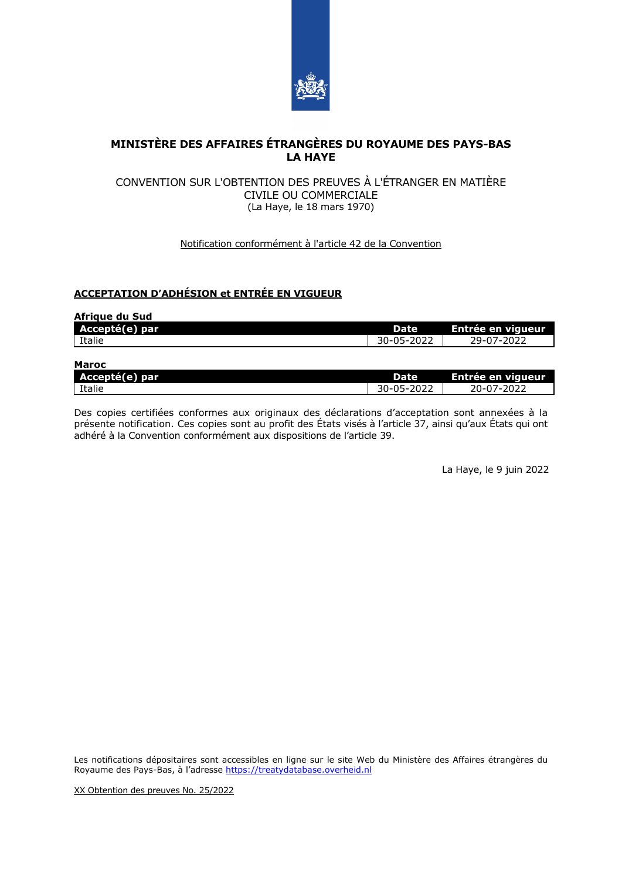**MINISTÈRE DES AFFAIRES ÉTRANGÈRES DU ROYAUME DES PAYS-BAS**
**LA HAYE**

CONVENTION SUR L'OBTENTION DES PREUVES À L'ÉTRANGER EN MATIÈRE CIVILE OU COMMERCIALE
(La Haye, le 18 mars 1970)

Notification conformément à l'article 42 de la Convention

## ACCEPTATION D'ADHÉSION et ENTRÉE EN VIGUEUR

**Afrique du Sud**

| Accepté(e) par | Date | Entrée en vigueur |
| --- | --- | --- |
| Italie | 30-05-2022 | 29-07-2022 |

**Maroc**

| Accepté(e) par | Date | Entrée en vigueur |
| --- | --- | --- |
| Italie | 30-05-2022 | 20-07-2022 |

Des copies certifiées conformes aux originaux des déclarations d'acceptation sont annexées à la présente notification. Ces copies sont au profit des États visés à l'article 37, ainsi qu'aux États qui ont adhéré à la Convention conformément aux dispositions de l'article 39.

La Haye, le 9 juin 2022

Les notifications dépositaires sont accessibles en ligne sur le site Web du Ministère des Affaires étrangères du Royaume des Pays-Bas, à l'adresse https://treatydatabase.overheid.nl

XX Obtention des preuves No. 25/2022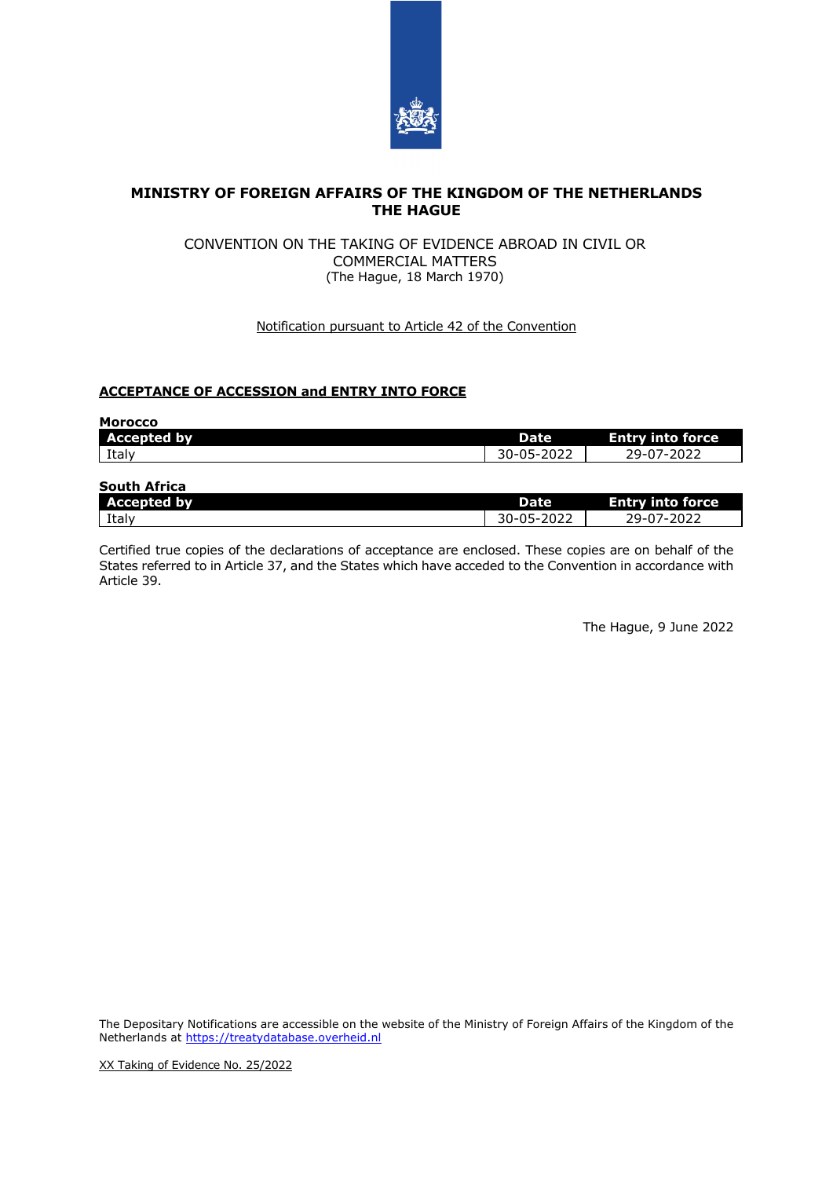**MINISTRY OF FOREIGN AFFAIRS OF THE KINGDOM OF THE NETHERLANDS**
**THE HAGUE**

CONVENTION ON THE TAKING OF EVIDENCE ABROAD IN CIVIL OR COMMERCIAL MATTERS
(The Hague, 18 March 1970)

Notification pursuant to Article 42 of the Convention

## ACCEPTANCE OF ACCESSION and ENTRY INTO FORCE

**Morocco**

| Accepted by | Date | Entry into force |
|---|---|---|
| Italy | 30-05-2022 | 29-07-2022 |

**South Africa**

| Accepted by | Date | Entry into force |
|---|---|---|
| Italy | 30-05-2022 | 29-07-2022 |

Certified true copies of the declarations of acceptance are enclosed. These copies are on behalf of the States referred to in Article 37, and the States which have acceded to the Convention in accordance with Article 39.

The Hague, 9 June 2022

The Depositary Notifications are accessible on the website of the Ministry of Foreign Affairs of the Kingdom of the Netherlands at https://treatydatabase.overheid.nl

XX Taking of Evidence No. 25/2022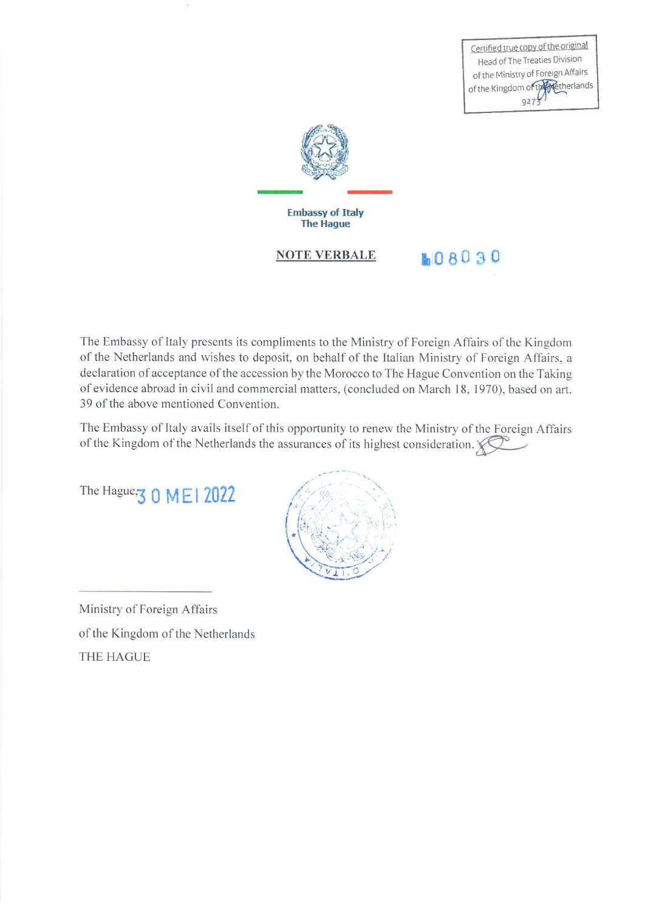Certified true copy of the original
Head of The Treaties Division
of the Ministry of Foreign Affairs
of the Kingdom of the Netherlands
9273

**Embassy of Italy**
**The Hague**

**NOTE VERBALE** 008030

The Embassy of Italy presents its compliments to the Ministry of Foreign Affairs of the Kingdom of the Netherlands and wishes to deposit, on behalf of the Italian Ministry of Foreign Affairs, a declaration of acceptance of the accession by the Morocco to The Hague Convention on the Taking of evidence abroad in civil and commercial matters, (concluded on March 18, 1970), based on art. 39 of the above mentioned Convention.

The Embassy of Italy avails itself of this opportunity to renew the Ministry of the Foreign Affairs of the Kingdom of the Netherlands the assurances of its highest consideration.

The Hague, 30 MEI 2022

Ministry of Foreign Affairs

of the Kingdom of the Netherlands

THE HAGUE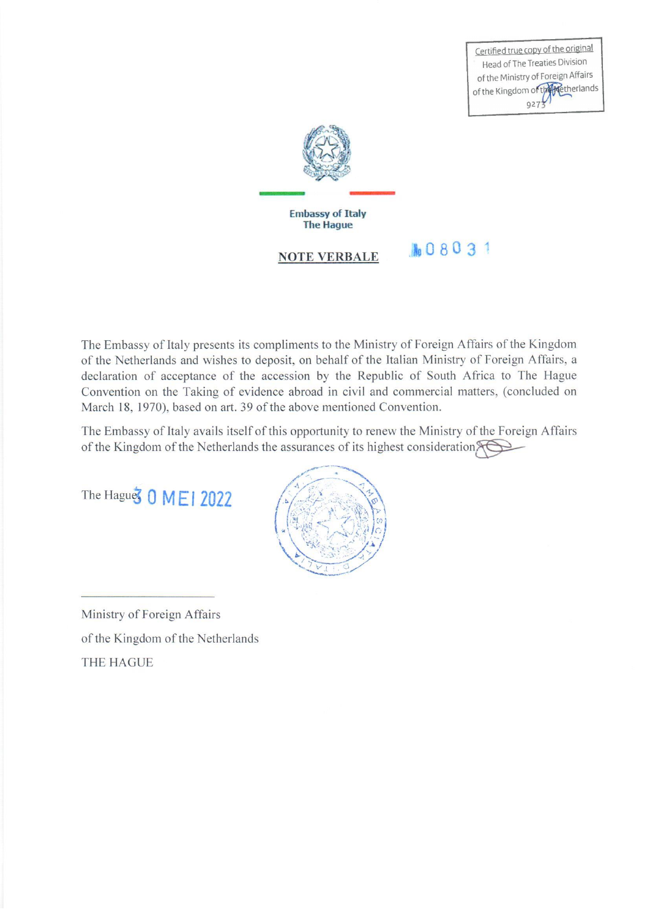Certified true copy of the original
Head of The Treaties Division
of the Ministry of Foreign Affairs
of the Kingdom of the Netherlands
9273

**Embassy of Italy**
**The Hague**

**NOTE VERBALE** №08031

The Embassy of Italy presents its compliments to the Ministry of Foreign Affairs of the Kingdom of the Netherlands and wishes to deposit, on behalf of the Italian Ministry of Foreign Affairs, a declaration of acceptance of the accession by the Republic of South Africa to The Hague Convention on the Taking of evidence abroad in civil and commercial matters, (concluded on March 18, 1970), based on art. 39 of the above mentioned Convention.

The Embassy of Italy avails itself of this opportunity to renew the Ministry of the Foreign Affairs of the Kingdom of the Netherlands the assurances of its highest consideration.

The Hague, 30 MEI 2022

---

Ministry of Foreign Affairs

of the Kingdom of the Netherlands

THE HAGUE